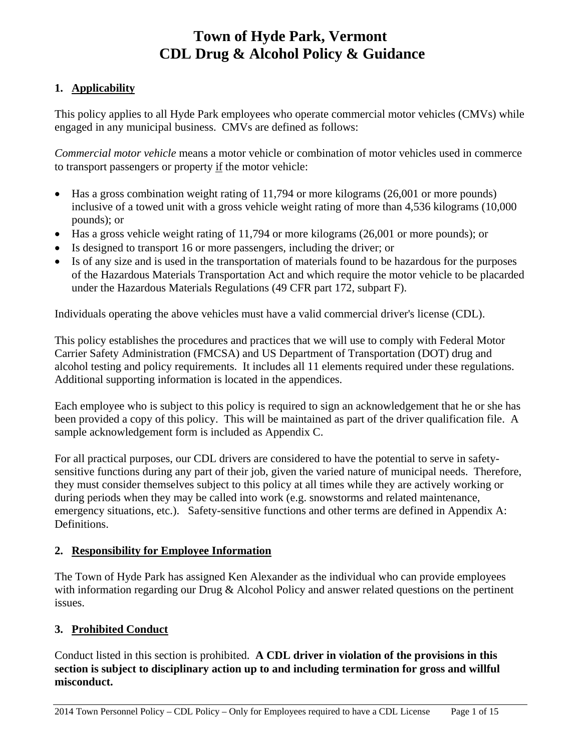# Town of Hyde Park, Vermont
# CDL Drug & Alcohol Policy & Guidance

## 1. Applicability

This policy applies to all Hyde Park employees who operate commercial motor vehicles (CMVs) while engaged in any municipal business. CMVs are defined as follows:

*Commercial motor vehicle* means a motor vehicle or combination of motor vehicles used in commerce to transport passengers or property if the motor vehicle:

- Has a gross combination weight rating of 11,794 or more kilograms (26,001 or more pounds) inclusive of a towed unit with a gross vehicle weight rating of more than 4,536 kilograms (10,000 pounds); or
- Has a gross vehicle weight rating of 11,794 or more kilograms (26,001 or more pounds); or
- Is designed to transport 16 or more passengers, including the driver; or
- Is of any size and is used in the transportation of materials found to be hazardous for the purposes of the Hazardous Materials Transportation Act and which require the motor vehicle to be placarded under the Hazardous Materials Regulations (49 CFR part 172, subpart F).

Individuals operating the above vehicles must have a valid commercial driver's license (CDL).

This policy establishes the procedures and practices that we will use to comply with Federal Motor Carrier Safety Administration (FMCSA) and US Department of Transportation (DOT) drug and alcohol testing and policy requirements. It includes all 11 elements required under these regulations. Additional supporting information is located in the appendices.

Each employee who is subject to this policy is required to sign an acknowledgement that he or she has been provided a copy of this policy. This will be maintained as part of the driver qualification file. A sample acknowledgement form is included as Appendix C.

For all practical purposes, our CDL drivers are considered to have the potential to serve in safety-sensitive functions during any part of their job, given the varied nature of municipal needs. Therefore, they must consider themselves subject to this policy at all times while they are actively working or during periods when they may be called into work (e.g. snowstorms and related maintenance, emergency situations, etc.). Safety-sensitive functions and other terms are defined in Appendix A: Definitions.

## 2. Responsibility for Employee Information

The Town of Hyde Park has assigned Ken Alexander as the individual who can provide employees with information regarding our Drug & Alcohol Policy and answer related questions on the pertinent issues.

## 3. Prohibited Conduct

Conduct listed in this section is prohibited. **A CDL driver in violation of the provisions in this section is subject to disciplinary action up to and including termination for gross and willful misconduct.**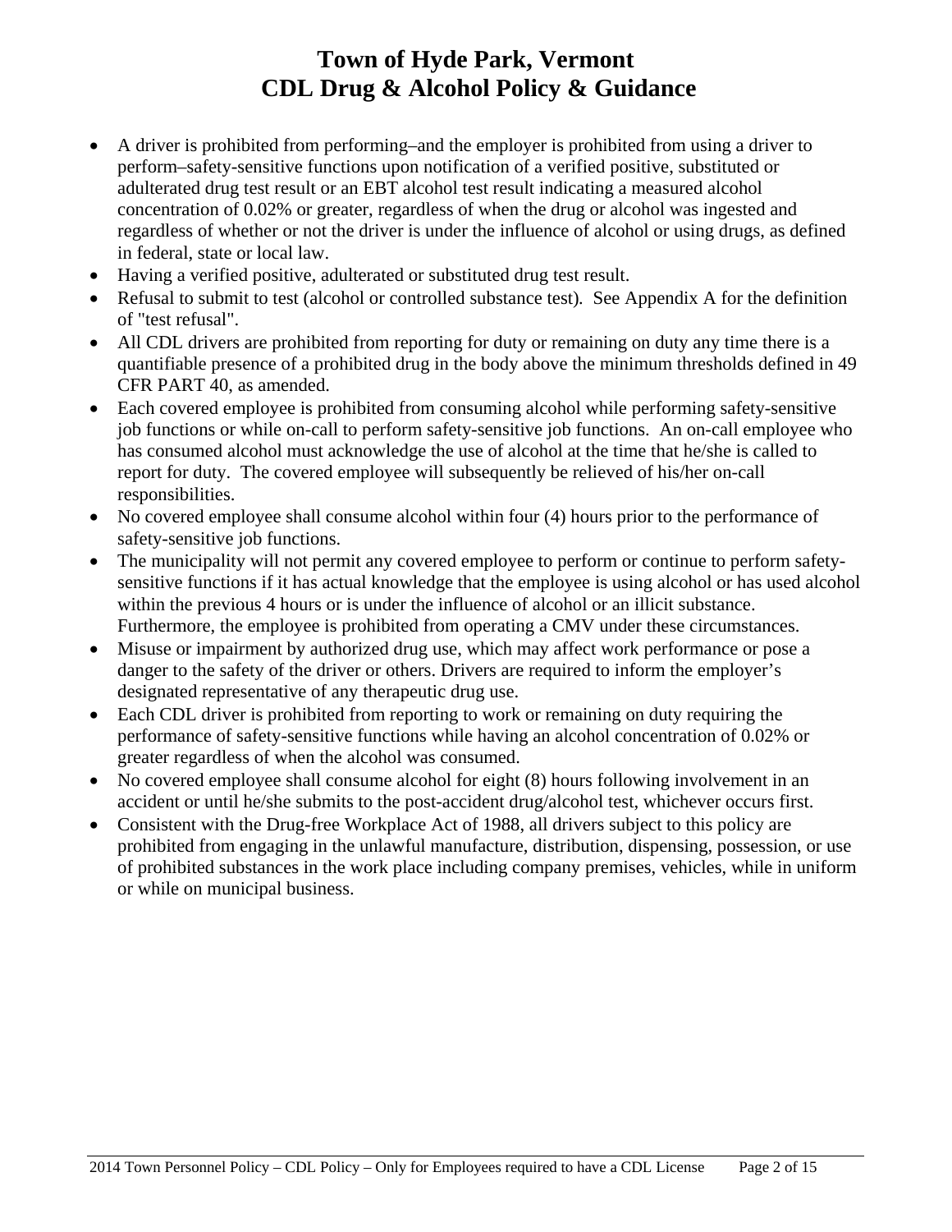# Town of Hyde Park, Vermont
# CDL Drug & Alcohol Policy & Guidance

- A driver is prohibited from performing–and the employer is prohibited from using a driver to perform–safety-sensitive functions upon notification of a verified positive, substituted or adulterated drug test result or an EBT alcohol test result indicating a measured alcohol concentration of 0.02% or greater, regardless of when the drug or alcohol was ingested and regardless of whether or not the driver is under the influence of alcohol or using drugs, as defined in federal, state or local law.
- Having a verified positive, adulterated or substituted drug test result.
- Refusal to submit to test (alcohol or controlled substance test). See Appendix A for the definition of "test refusal".
- All CDL drivers are prohibited from reporting for duty or remaining on duty any time there is a quantifiable presence of a prohibited drug in the body above the minimum thresholds defined in 49 CFR PART 40, as amended.
- Each covered employee is prohibited from consuming alcohol while performing safety-sensitive job functions or while on-call to perform safety-sensitive job functions. An on-call employee who has consumed alcohol must acknowledge the use of alcohol at the time that he/she is called to report for duty. The covered employee will subsequently be relieved of his/her on-call responsibilities.
- No covered employee shall consume alcohol within four (4) hours prior to the performance of safety-sensitive job functions.
- The municipality will not permit any covered employee to perform or continue to perform safety-sensitive functions if it has actual knowledge that the employee is using alcohol or has used alcohol within the previous 4 hours or is under the influence of alcohol or an illicit substance. Furthermore, the employee is prohibited from operating a CMV under these circumstances.
- Misuse or impairment by authorized drug use, which may affect work performance or pose a danger to the safety of the driver or others. Drivers are required to inform the employer's designated representative of any therapeutic drug use.
- Each CDL driver is prohibited from reporting to work or remaining on duty requiring the performance of safety-sensitive functions while having an alcohol concentration of 0.02% or greater regardless of when the alcohol was consumed.
- No covered employee shall consume alcohol for eight (8) hours following involvement in an accident or until he/she submits to the post-accident drug/alcohol test, whichever occurs first.
- Consistent with the Drug-free Workplace Act of 1988, all drivers subject to this policy are prohibited from engaging in the unlawful manufacture, distribution, dispensing, possession, or use of prohibited substances in the work place including company premises, vehicles, while in uniform or while on municipal business.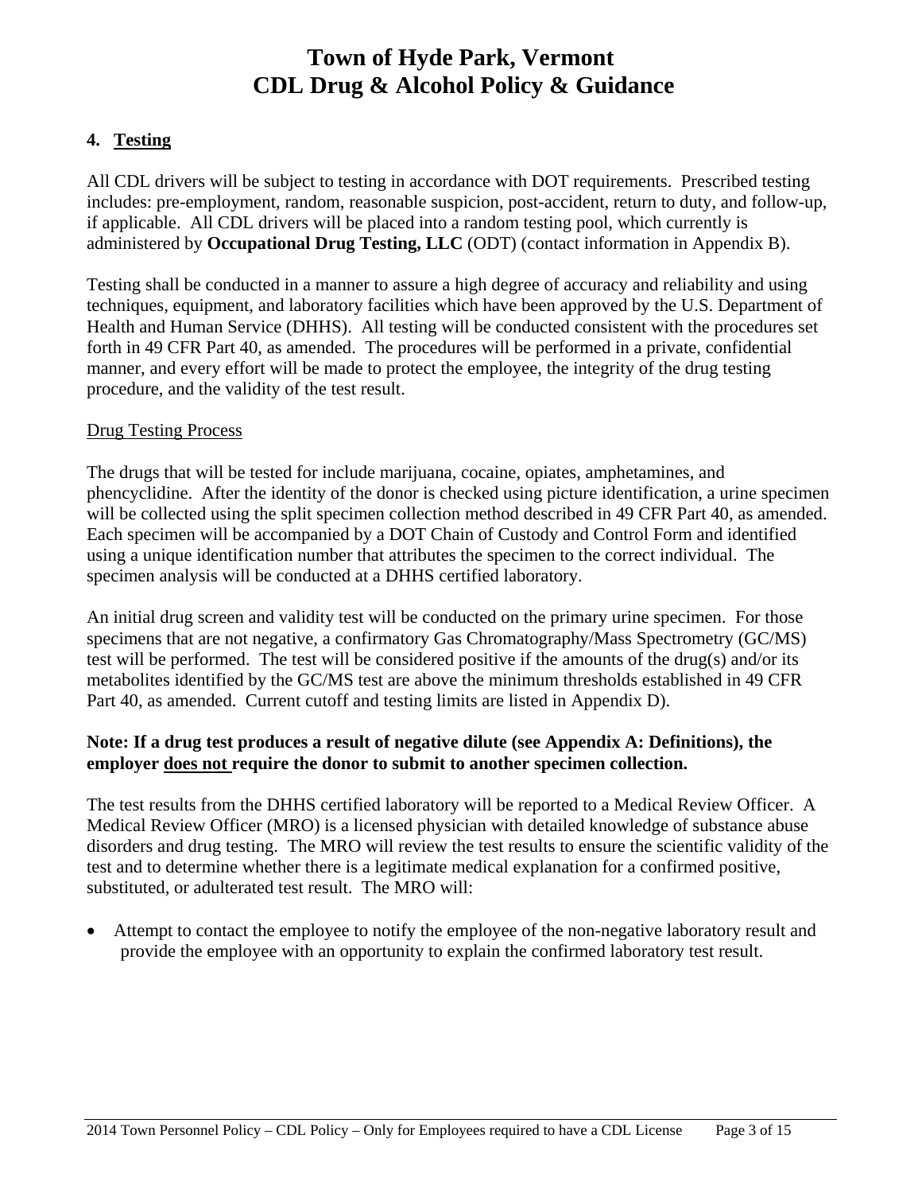# Town of Hyde Park, Vermont
# CDL Drug & Alcohol Policy & Guidance

## 4. Testing

All CDL drivers will be subject to testing in accordance with DOT requirements. Prescribed testing includes: pre-employment, random, reasonable suspicion, post-accident, return to duty, and follow-up, if applicable. All CDL drivers will be placed into a random testing pool, which currently is administered by **Occupational Drug Testing, LLC** (ODT) (contact information in Appendix B).

Testing shall be conducted in a manner to assure a high degree of accuracy and reliability and using techniques, equipment, and laboratory facilities which have been approved by the U.S. Department of Health and Human Service (DHHS). All testing will be conducted consistent with the procedures set forth in 49 CFR Part 40, as amended. The procedures will be performed in a private, confidential manner, and every effort will be made to protect the employee, the integrity of the drug testing procedure, and the validity of the test result.

### Drug Testing Process

The drugs that will be tested for include marijuana, cocaine, opiates, amphetamines, and phencyclidine. After the identity of the donor is checked using picture identification, a urine specimen will be collected using the split specimen collection method described in 49 CFR Part 40, as amended. Each specimen will be accompanied by a DOT Chain of Custody and Control Form and identified using a unique identification number that attributes the specimen to the correct individual. The specimen analysis will be conducted at a DHHS certified laboratory.

An initial drug screen and validity test will be conducted on the primary urine specimen. For those specimens that are not negative, a confirmatory Gas Chromatography/Mass Spectrometry (GC/MS) test will be performed. The test will be considered positive if the amounts of the drug(s) and/or its metabolites identified by the GC/MS test are above the minimum thresholds established in 49 CFR Part 40, as amended. Current cutoff and testing limits are listed in Appendix D).

**Note: If a drug test produces a result of negative dilute (see Appendix A: Definitions), the employer does not require the donor to submit to another specimen collection.**

The test results from the DHHS certified laboratory will be reported to a Medical Review Officer. A Medical Review Officer (MRO) is a licensed physician with detailed knowledge of substance abuse disorders and drug testing. The MRO will review the test results to ensure the scientific validity of the test and to determine whether there is a legitimate medical explanation for a confirmed positive, substituted, or adulterated test result. The MRO will:

- Attempt to contact the employee to notify the employee of the non-negative laboratory result and provide the employee with an opportunity to explain the confirmed laboratory test result.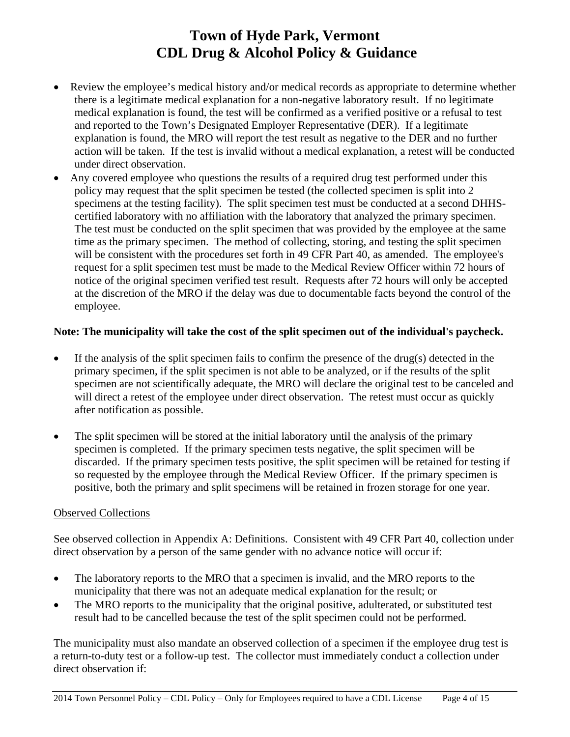- Review the employee's medical history and/or medical records as appropriate to determine whether there is a legitimate medical explanation for a non-negative laboratory result. If no legitimate medical explanation is found, the test will be confirmed as a verified positive or a refusal to test and reported to the Town's Designated Employer Representative (DER). If a legitimate explanation is found, the MRO will report the test result as negative to the DER and no further action will be taken. If the test is invalid without a medical explanation, a retest will be conducted under direct observation.
- Any covered employee who questions the results of a required drug test performed under this policy may request that the split specimen be tested (the collected specimen is split into 2 specimens at the testing facility). The split specimen test must be conducted at a second DHHS-certified laboratory with no affiliation with the laboratory that analyzed the primary specimen. The test must be conducted on the split specimen that was provided by the employee at the same time as the primary specimen. The method of collecting, storing, and testing the split specimen will be consistent with the procedures set forth in 49 CFR Part 40, as amended. The employee's request for a split specimen test must be made to the Medical Review Officer within 72 hours of notice of the original specimen verified test result. Requests after 72 hours will only be accepted at the discretion of the MRO if the delay was due to documentable facts beyond the control of the employee.

**Note: The municipality will take the cost of the split specimen out of the individual's paycheck.**

- If the analysis of the split specimen fails to confirm the presence of the drug(s) detected in the primary specimen, if the split specimen is not able to be analyzed, or if the results of the split specimen are not scientifically adequate, the MRO will declare the original test to be canceled and will direct a retest of the employee under direct observation. The retest must occur as quickly after notification as possible.

- The split specimen will be stored at the initial laboratory until the analysis of the primary specimen is completed. If the primary specimen tests negative, the split specimen will be discarded. If the primary specimen tests positive, the split specimen will be retained for testing if so requested by the employee through the Medical Review Officer. If the primary specimen is positive, both the primary and split specimens will be retained in frozen storage for one year.

Observed Collections

See observed collection in Appendix A: Definitions. Consistent with 49 CFR Part 40, collection under direct observation by a person of the same gender with no advance notice will occur if:

- The laboratory reports to the MRO that a specimen is invalid, and the MRO reports to the municipality that there was not an adequate medical explanation for the result; or
- The MRO reports to the municipality that the original positive, adulterated, or substituted test result had to be cancelled because the test of the split specimen could not be performed.

The municipality must also mandate an observed collection of a specimen if the employee drug test is a return-to-duty test or a follow-up test. The collector must immediately conduct a collection under direct observation if: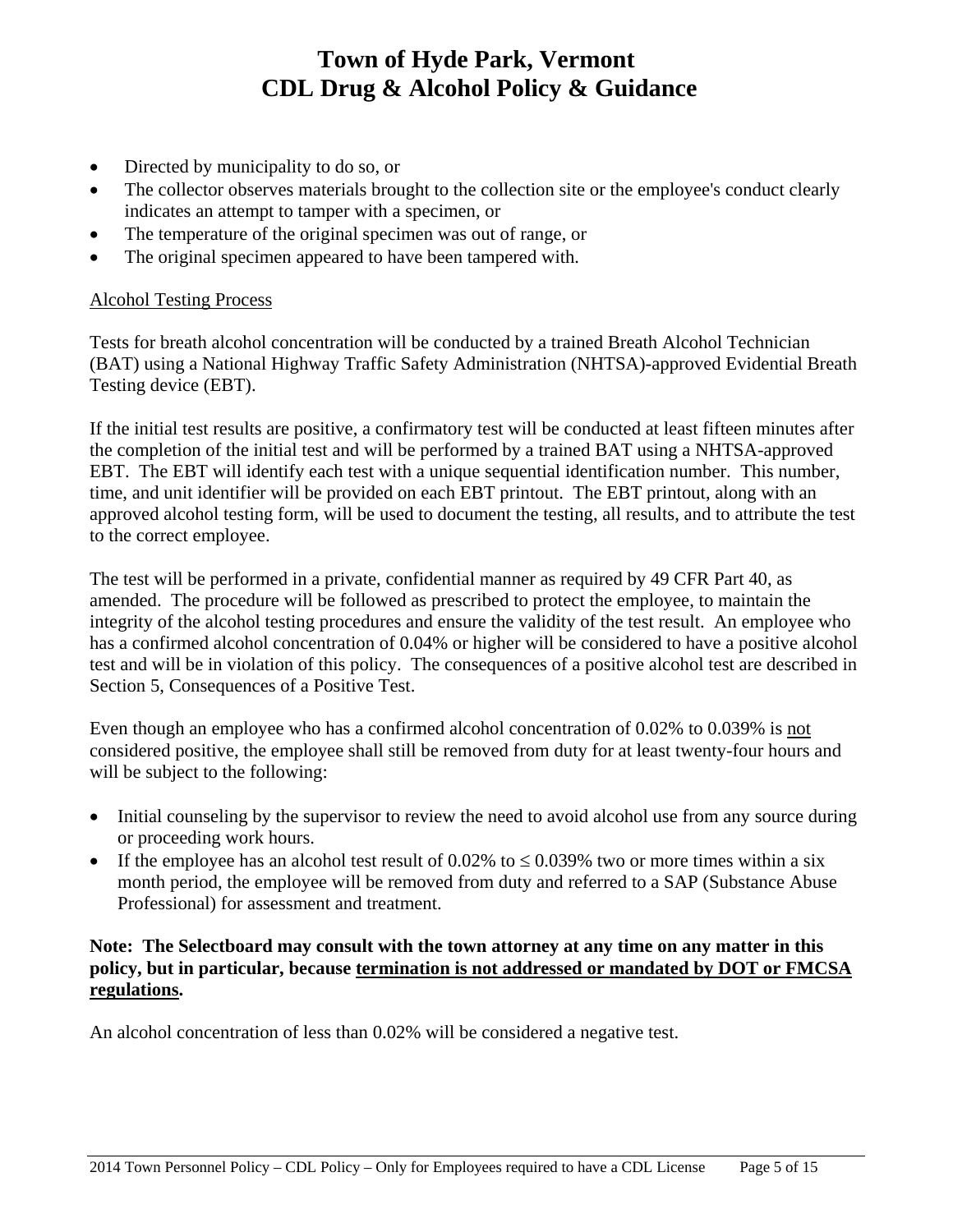- Directed by municipality to do so, or
- The collector observes materials brought to the collection site or the employee's conduct clearly indicates an attempt to tamper with a specimen, or
- The temperature of the original specimen was out of range, or
- The original specimen appeared to have been tampered with.

<u>Alcohol Testing Process</u>

Tests for breath alcohol concentration will be conducted by a trained Breath Alcohol Technician (BAT) using a National Highway Traffic Safety Administration (NHTSA)-approved Evidential Breath Testing device (EBT).

If the initial test results are positive, a confirmatory test will be conducted at least fifteen minutes after the completion of the initial test and will be performed by a trained BAT using a NHTSA-approved EBT. The EBT will identify each test with a unique sequential identification number. This number, time, and unit identifier will be provided on each EBT printout. The EBT printout, along with an approved alcohol testing form, will be used to document the testing, all results, and to attribute the test to the correct employee.

The test will be performed in a private, confidential manner as required by 49 CFR Part 40, as amended. The procedure will be followed as prescribed to protect the employee, to maintain the integrity of the alcohol testing procedures and ensure the validity of the test result. An employee who has a confirmed alcohol concentration of 0.04% or higher will be considered to have a positive alcohol test and will be in violation of this policy. The consequences of a positive alcohol test are described in Section 5, Consequences of a Positive Test.

Even though an employee who has a confirmed alcohol concentration of 0.02% to 0.039% is <u>not</u> considered positive, the employee shall still be removed from duty for at least twenty-four hours and will be subject to the following:

- Initial counseling by the supervisor to review the need to avoid alcohol use from any source during or proceeding work hours.
- If the employee has an alcohol test result of 0.02% to ≤ 0.039% two or more times within a six month period, the employee will be removed from duty and referred to a SAP (Substance Abuse Professional) for assessment and treatment.

**Note: The Selectboard may consult with the town attorney at any time on any matter in this policy, but in particular, because <u>termination is not addressed or mandated by DOT or FMCSA regulations</u>.**

An alcohol concentration of less than 0.02% will be considered a negative test.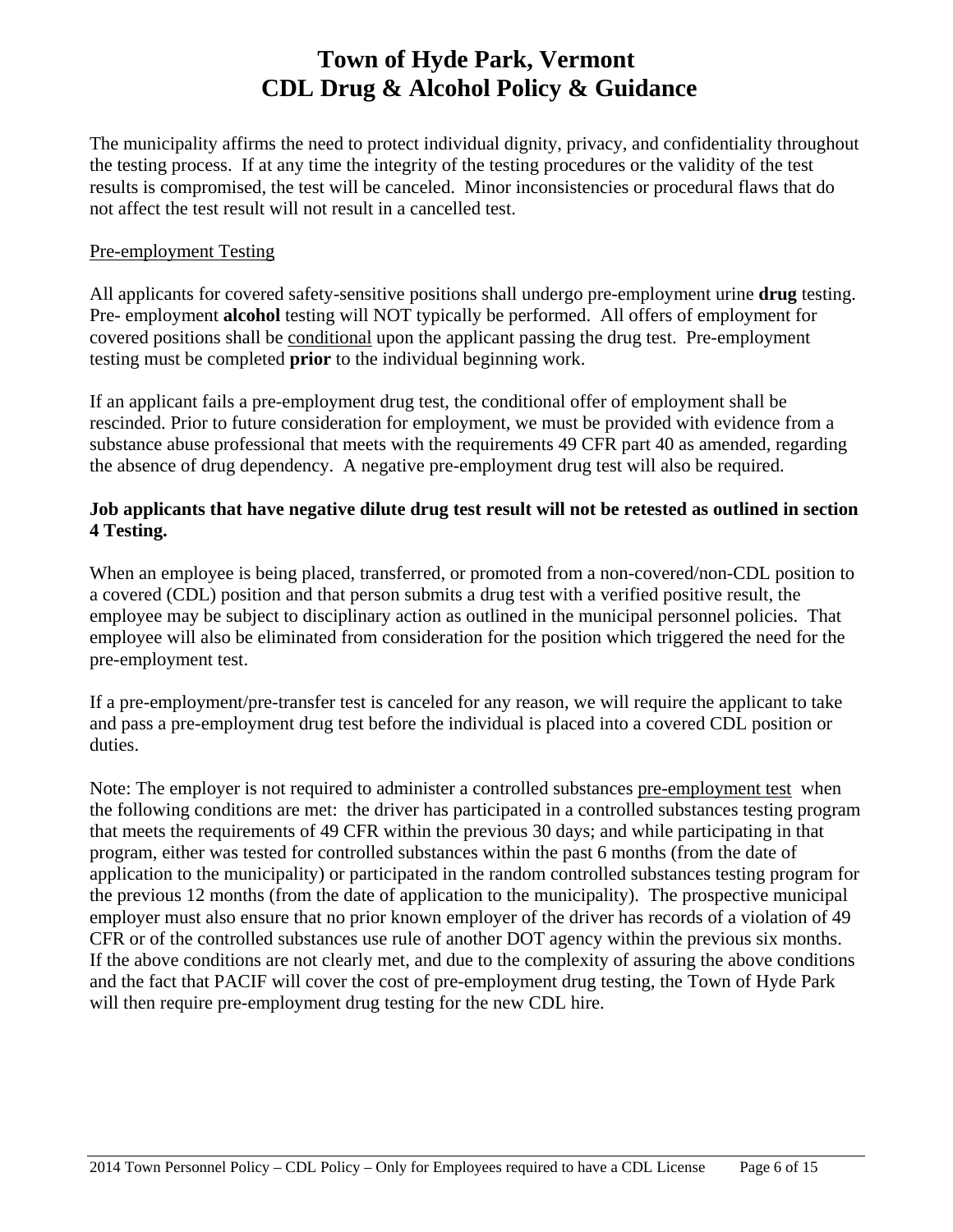# Town of Hyde Park, Vermont
# CDL Drug & Alcohol Policy & Guidance

The municipality affirms the need to protect individual dignity, privacy, and confidentiality throughout the testing process. If at any time the integrity of the testing procedures or the validity of the test results is compromised, the test will be canceled. Minor inconsistencies or procedural flaws that do not affect the test result will not result in a cancelled test.

<u>Pre-employment Testing</u>

All applicants for covered safety-sensitive positions shall undergo pre-employment urine **drug** testing. Pre- employment **alcohol** testing will NOT typically be performed. All offers of employment for covered positions shall be <u>conditional</u> upon the applicant passing the drug test. Pre-employment testing must be completed **prior** to the individual beginning work.

If an applicant fails a pre-employment drug test, the conditional offer of employment shall be rescinded. Prior to future consideration for employment, we must be provided with evidence from a substance abuse professional that meets with the requirements 49 CFR part 40 as amended, regarding the absence of drug dependency. A negative pre-employment drug test will also be required.

**Job applicants that have negative dilute drug test result will not be retested as outlined in section 4 Testing.**

When an employee is being placed, transferred, or promoted from a non-covered/non-CDL position to a covered (CDL) position and that person submits a drug test with a verified positive result, the employee may be subject to disciplinary action as outlined in the municipal personnel policies. That employee will also be eliminated from consideration for the position which triggered the need for the pre-employment test.

If a pre-employment/pre-transfer test is canceled for any reason, we will require the applicant to take and pass a pre-employment drug test before the individual is placed into a covered CDL position or duties.

Note: The employer is not required to administer a controlled substances <u>pre-employment test</u> when the following conditions are met: the driver has participated in a controlled substances testing program that meets the requirements of 49 CFR within the previous 30 days; and while participating in that program, either was tested for controlled substances within the past 6 months (from the date of application to the municipality) or participated in the random controlled substances testing program for the previous 12 months (from the date of application to the municipality). The prospective municipal employer must also ensure that no prior known employer of the driver has records of a violation of 49 CFR or of the controlled substances use rule of another DOT agency within the previous six months. If the above conditions are not clearly met, and due to the complexity of assuring the above conditions and the fact that PACIF will cover the cost of pre-employment drug testing, the Town of Hyde Park will then require pre-employment drug testing for the new CDL hire.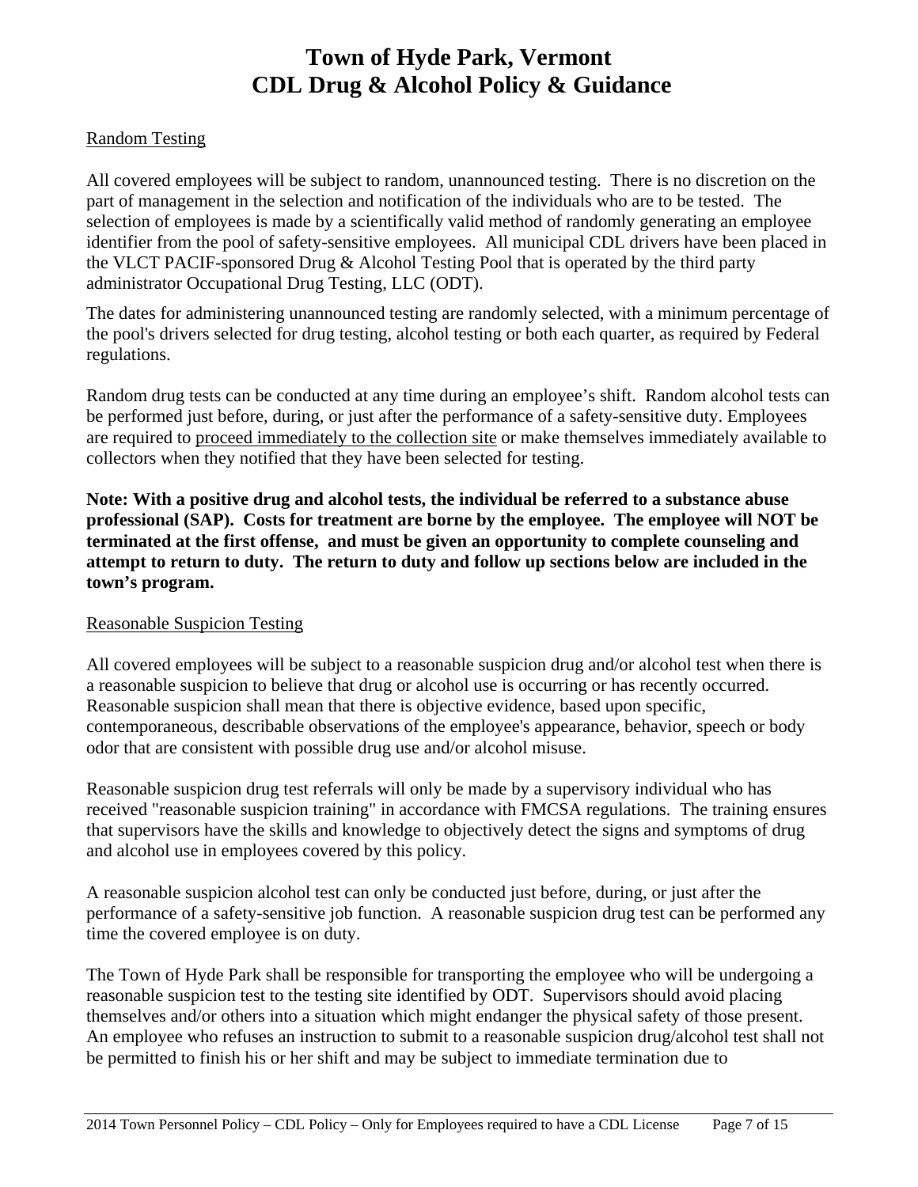Random Testing

All covered employees will be subject to random, unannounced testing. There is no discretion on the part of management in the selection and notification of the individuals who are to be tested. The selection of employees is made by a scientifically valid method of randomly generating an employee identifier from the pool of safety-sensitive employees. All municipal CDL drivers have been placed in the VLCT PACIF-sponsored Drug & Alcohol Testing Pool that is operated by the third party administrator Occupational Drug Testing, LLC (ODT).

The dates for administering unannounced testing are randomly selected, with a minimum percentage of the pool's drivers selected for drug testing, alcohol testing or both each quarter, as required by Federal regulations.

Random drug tests can be conducted at any time during an employee's shift. Random alcohol tests can be performed just before, during, or just after the performance of a safety-sensitive duty. Employees are required to proceed immediately to the collection site or make themselves immediately available to collectors when they notified that they have been selected for testing.

**Note: With a positive drug and alcohol tests, the individual be referred to a substance abuse professional (SAP). Costs for treatment are borne by the employee. The employee will NOT be terminated at the first offense, and must be given an opportunity to complete counseling and attempt to return to duty. The return to duty and follow up sections below are included in the town's program.**

Reasonable Suspicion Testing

All covered employees will be subject to a reasonable suspicion drug and/or alcohol test when there is a reasonable suspicion to believe that drug or alcohol use is occurring or has recently occurred. Reasonable suspicion shall mean that there is objective evidence, based upon specific, contemporaneous, describable observations of the employee's appearance, behavior, speech or body odor that are consistent with possible drug use and/or alcohol misuse.

Reasonable suspicion drug test referrals will only be made by a supervisory individual who has received "reasonable suspicion training" in accordance with FMCSA regulations. The training ensures that supervisors have the skills and knowledge to objectively detect the signs and symptoms of drug and alcohol use in employees covered by this policy.

A reasonable suspicion alcohol test can only be conducted just before, during, or just after the performance of a safety-sensitive job function. A reasonable suspicion drug test can be performed any time the covered employee is on duty.

The Town of Hyde Park shall be responsible for transporting the employee who will be undergoing a reasonable suspicion test to the testing site identified by ODT. Supervisors should avoid placing themselves and/or others into a situation which might endanger the physical safety of those present. An employee who refuses an instruction to submit to a reasonable suspicion drug/alcohol test shall not be permitted to finish his or her shift and may be subject to immediate termination due to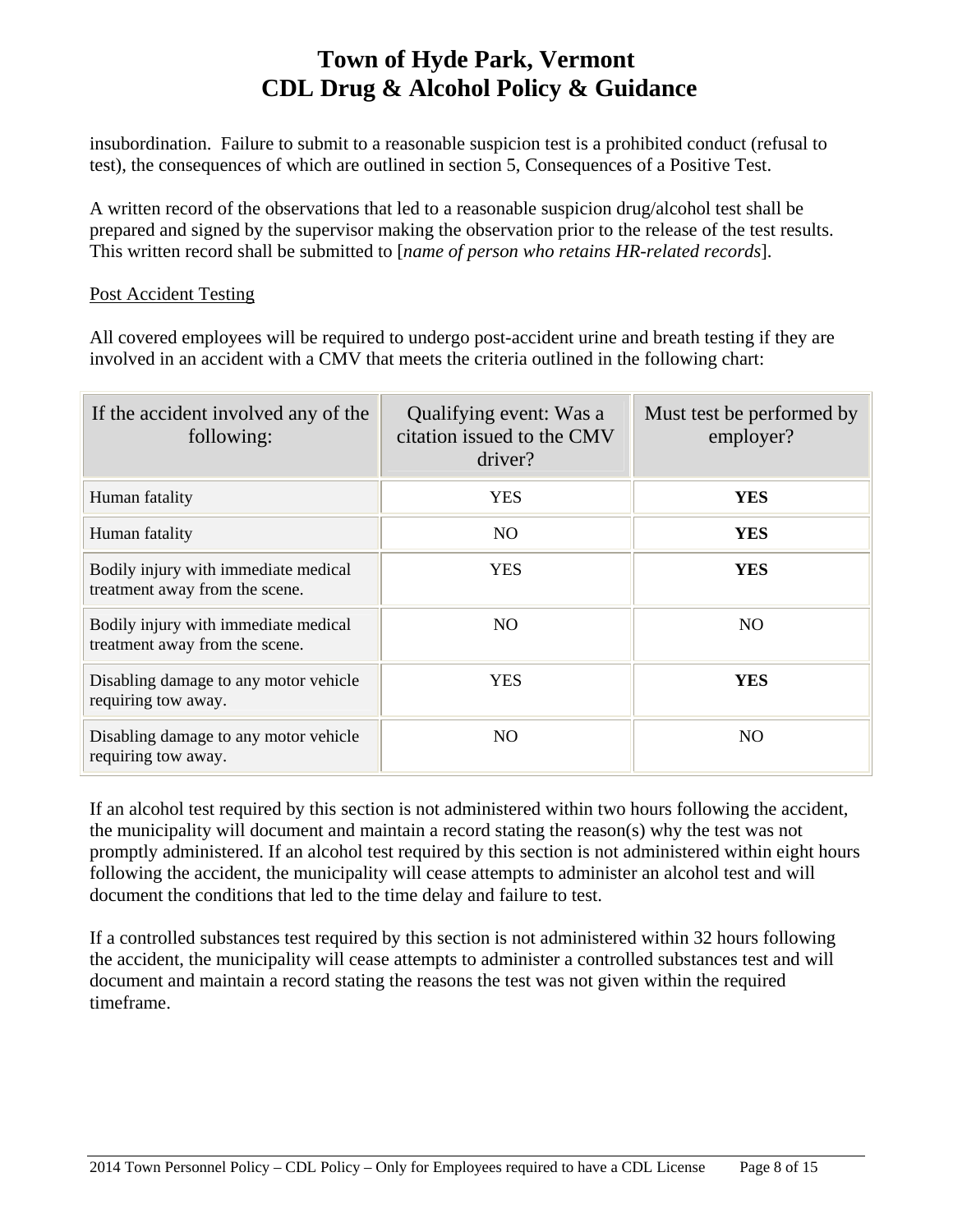insubordination.  Failure to submit to a reasonable suspicion test is a prohibited conduct (refusal to test), the consequences of which are outlined in section 5, Consequences of a Positive Test.

A written record of the observations that led to a reasonable suspicion drug/alcohol test shall be prepared and signed by the supervisor making the observation prior to the release of the test results. This written record shall be submitted to [*name of person who retains HR-related records*].

<u>Post Accident Testing</u>

All covered employees will be required to undergo post-accident urine and breath testing if they are involved in an accident with a CMV that meets the criteria outlined in the following chart:

| If the accident involved any of the following: | Qualifying event: Was a citation issued to the CMV driver? | Must test be performed by employer? |
| --- | --- | --- |
| Human fatality | YES | **YES** |
| Human fatality | NO | **YES** |
| Bodily injury with immediate medical treatment away from the scene. | YES | **YES** |
| Bodily injury with immediate medical treatment away from the scene. | NO | NO |
| Disabling damage to any motor vehicle requiring tow away. | YES | **YES** |
| Disabling damage to any motor vehicle requiring tow away. | NO | NO |

If an alcohol test required by this section is not administered within two hours following the accident, the municipality will document and maintain a record stating the reason(s) why the test was not promptly administered. If an alcohol test required by this section is not administered within eight hours following the accident, the municipality will cease attempts to administer an alcohol test and will document the conditions that led to the time delay and failure to test.

If a controlled substances test required by this section is not administered within 32 hours following the accident, the municipality will cease attempts to administer a controlled substances test and will document and maintain a record stating the reasons the test was not given within the required timeframe.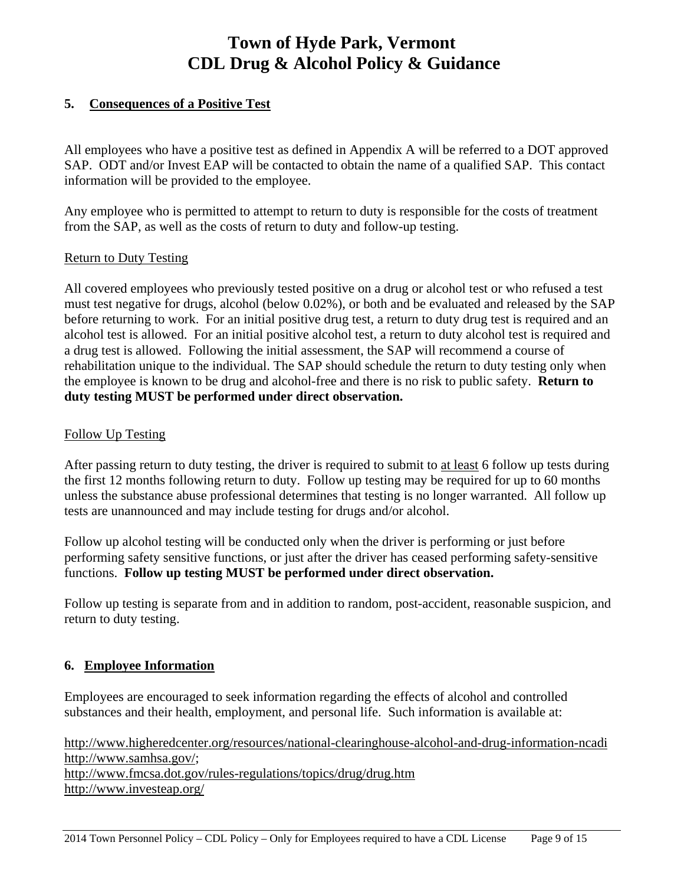## 5. Consequences of a Positive Test

All employees who have a positive test as defined in Appendix A will be referred to a DOT approved SAP. ODT and/or Invest EAP will be contacted to obtain the name of a qualified SAP. This contact information will be provided to the employee.

Any employee who is permitted to attempt to return to duty is responsible for the costs of treatment from the SAP, as well as the costs of return to duty and follow-up testing.

Return to Duty Testing

All covered employees who previously tested positive on a drug or alcohol test or who refused a test must test negative for drugs, alcohol (below 0.02%), or both and be evaluated and released by the SAP before returning to work. For an initial positive drug test, a return to duty drug test is required and an alcohol test is allowed. For an initial positive alcohol test, a return to duty alcohol test is required and a drug test is allowed. Following the initial assessment, the SAP will recommend a course of rehabilitation unique to the individual. The SAP should schedule the return to duty testing only when the employee is known to be drug and alcohol-free and there is no risk to public safety. **Return to duty testing MUST be performed under direct observation.**

Follow Up Testing

After passing return to duty testing, the driver is required to submit to at least 6 follow up tests during the first 12 months following return to duty. Follow up testing may be required for up to 60 months unless the substance abuse professional determines that testing is no longer warranted. All follow up tests are unannounced and may include testing for drugs and/or alcohol.

Follow up alcohol testing will be conducted only when the driver is performing or just before performing safety sensitive functions, or just after the driver has ceased performing safety-sensitive functions. **Follow up testing MUST be performed under direct observation.**

Follow up testing is separate from and in addition to random, post-accident, reasonable suspicion, and return to duty testing.

## 6. Employee Information

Employees are encouraged to seek information regarding the effects of alcohol and controlled substances and their health, employment, and personal life. Such information is available at:

http://www.higheredcenter.org/resources/national-clearinghouse-alcohol-and-drug-information-ncadi
http://www.samhsa.gov/;
http://www.fmcsa.dot.gov/rules-regulations/topics/drug/drug.htm
http://www.investeap.org/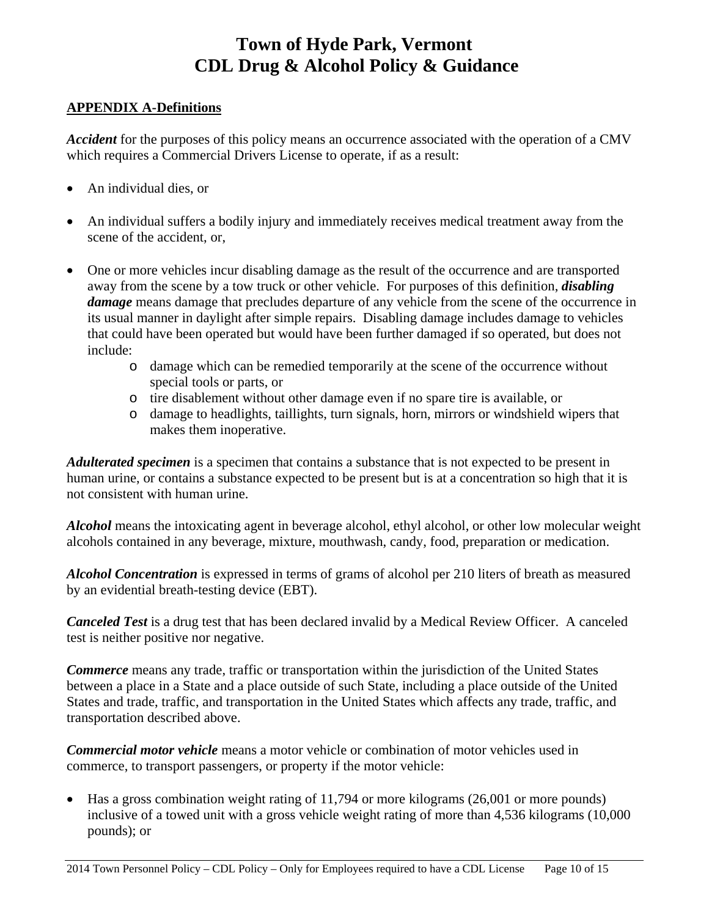# Town of Hyde Park, Vermont
# CDL Drug & Alcohol Policy & Guidance

**APPENDIX A-Definitions**

***Accident*** for the purposes of this policy means an occurrence associated with the operation of a CMV which requires a Commercial Drivers License to operate, if as a result:

- An individual dies, or
- An individual suffers a bodily injury and immediately receives medical treatment away from the scene of the accident, or,
- One or more vehicles incur disabling damage as the result of the occurrence and are transported away from the scene by a tow truck or other vehicle. For purposes of this definition, ***disabling damage*** means damage that precludes departure of any vehicle from the scene of the occurrence in its usual manner in daylight after simple repairs. Disabling damage includes damage to vehicles that could have been operated but would have been further damaged if so operated, but does not include:
  - damage which can be remedied temporarily at the scene of the occurrence without special tools or parts, or
  - tire disablement without other damage even if no spare tire is available, or
  - damage to headlights, taillights, turn signals, horn, mirrors or windshield wipers that makes them inoperative.

***Adulterated specimen*** is a specimen that contains a substance that is not expected to be present in human urine, or contains a substance expected to be present but is at a concentration so high that it is not consistent with human urine.

***Alcohol*** means the intoxicating agent in beverage alcohol, ethyl alcohol, or other low molecular weight alcohols contained in any beverage, mixture, mouthwash, candy, food, preparation or medication.

***Alcohol Concentration*** is expressed in terms of grams of alcohol per 210 liters of breath as measured by an evidential breath-testing device (EBT).

***Canceled Test*** is a drug test that has been declared invalid by a Medical Review Officer. A canceled test is neither positive nor negative.

***Commerce*** means any trade, traffic or transportation within the jurisdiction of the United States between a place in a State and a place outside of such State, including a place outside of the United States and trade, traffic, and transportation in the United States which affects any trade, traffic, and transportation described above.

***Commercial motor vehicle*** means a motor vehicle or combination of motor vehicles used in commerce, to transport passengers, or property if the motor vehicle:

- Has a gross combination weight rating of 11,794 or more kilograms (26,001 or more pounds) inclusive of a towed unit with a gross vehicle weight rating of more than 4,536 kilograms (10,000 pounds); or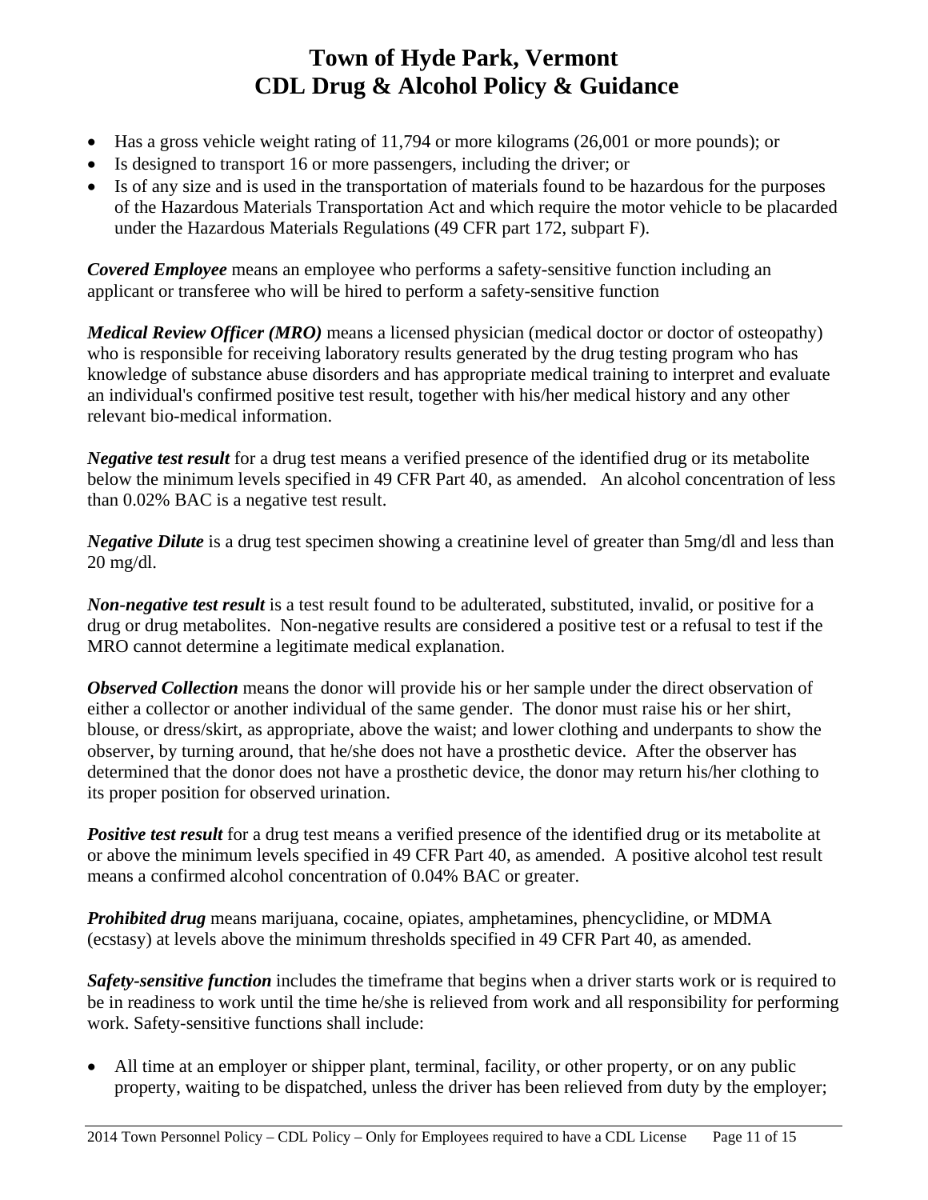# Town of Hyde Park, Vermont
# CDL Drug & Alcohol Policy & Guidance

- Has a gross vehicle weight rating of 11,794 or more kilograms (26,001 or more pounds); or
- Is designed to transport 16 or more passengers, including the driver; or
- Is of any size and is used in the transportation of materials found to be hazardous for the purposes of the Hazardous Materials Transportation Act and which require the motor vehicle to be placarded under the Hazardous Materials Regulations (49 CFR part 172, subpart F).

***Covered Employee*** means an employee who performs a safety-sensitive function including an applicant or transferee who will be hired to perform a safety-sensitive function

***Medical Review Officer (MRO)*** means a licensed physician (medical doctor or doctor of osteopathy) who is responsible for receiving laboratory results generated by the drug testing program who has knowledge of substance abuse disorders and has appropriate medical training to interpret and evaluate an individual's confirmed positive test result, together with his/her medical history and any other relevant bio-medical information.

***Negative test result*** for a drug test means a verified presence of the identified drug or its metabolite below the minimum levels specified in 49 CFR Part 40, as amended. An alcohol concentration of less than 0.02% BAC is a negative test result.

***Negative Dilute*** is a drug test specimen showing a creatinine level of greater than 5mg/dl and less than 20 mg/dl.

***Non-negative test result*** is a test result found to be adulterated, substituted, invalid, or positive for a drug or drug metabolites. Non-negative results are considered a positive test or a refusal to test if the MRO cannot determine a legitimate medical explanation.

***Observed Collection*** means the donor will provide his or her sample under the direct observation of either a collector or another individual of the same gender. The donor must raise his or her shirt, blouse, or dress/skirt, as appropriate, above the waist; and lower clothing and underpants to show the observer, by turning around, that he/she does not have a prosthetic device. After the observer has determined that the donor does not have a prosthetic device, the donor may return his/her clothing to its proper position for observed urination.

***Positive test result*** for a drug test means a verified presence of the identified drug or its metabolite at or above the minimum levels specified in 49 CFR Part 40, as amended. A positive alcohol test result means a confirmed alcohol concentration of 0.04% BAC or greater.

***Prohibited drug*** means marijuana, cocaine, opiates, amphetamines, phencyclidine, or MDMA (ecstasy) at levels above the minimum thresholds specified in 49 CFR Part 40, as amended.

***Safety-sensitive function*** includes the timeframe that begins when a driver starts work or is required to be in readiness to work until the time he/she is relieved from work and all responsibility for performing work. Safety-sensitive functions shall include:

- All time at an employer or shipper plant, terminal, facility, or other property, or on any public property, waiting to be dispatched, unless the driver has been relieved from duty by the employer;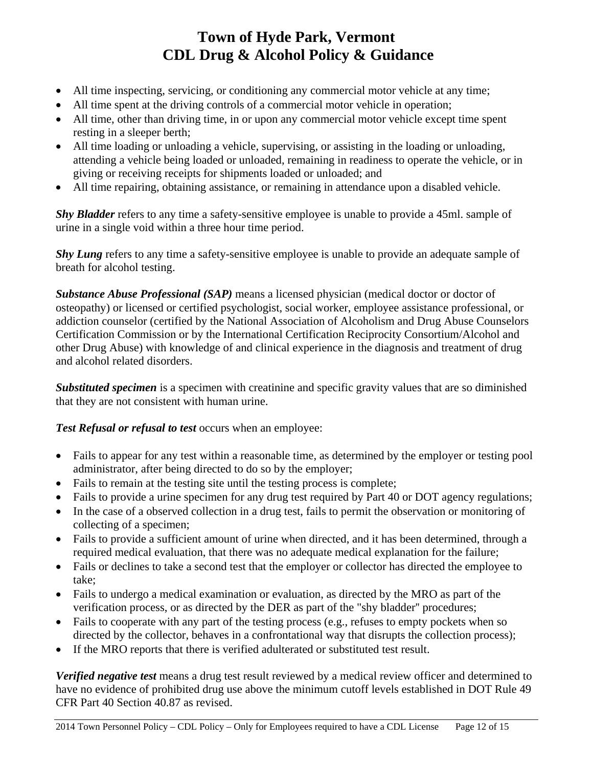- All time inspecting, servicing, or conditioning any commercial motor vehicle at any time;
- All time spent at the driving controls of a commercial motor vehicle in operation;
- All time, other than driving time, in or upon any commercial motor vehicle except time spent resting in a sleeper berth;
- All time loading or unloading a vehicle, supervising, or assisting in the loading or unloading, attending a vehicle being loaded or unloaded, remaining in readiness to operate the vehicle, or in giving or receiving receipts for shipments loaded or unloaded; and
- All time repairing, obtaining assistance, or remaining in attendance upon a disabled vehicle.

***Shy Bladder*** refers to any time a safety-sensitive employee is unable to provide a 45ml. sample of urine in a single void within a three hour time period.

***Shy Lung*** refers to any time a safety-sensitive employee is unable to provide an adequate sample of breath for alcohol testing.

***Substance Abuse Professional (SAP)*** means a licensed physician (medical doctor or doctor of osteopathy) or licensed or certified psychologist, social worker, employee assistance professional, or addiction counselor (certified by the National Association of Alcoholism and Drug Abuse Counselors Certification Commission or by the International Certification Reciprocity Consortium/Alcohol and other Drug Abuse) with knowledge of and clinical experience in the diagnosis and treatment of drug and alcohol related disorders.

***Substituted specimen*** is a specimen with creatinine and specific gravity values that are so diminished that they are not consistent with human urine.

***Test Refusal or refusal to test*** occurs when an employee:

- Fails to appear for any test within a reasonable time, as determined by the employer or testing pool administrator, after being directed to do so by the employer;
- Fails to remain at the testing site until the testing process is complete;
- Fails to provide a urine specimen for any drug test required by Part 40 or DOT agency regulations;
- In the case of a observed collection in a drug test, fails to permit the observation or monitoring of collecting of a specimen;
- Fails to provide a sufficient amount of urine when directed, and it has been determined, through a required medical evaluation, that there was no adequate medical explanation for the failure;
- Fails or declines to take a second test that the employer or collector has directed the employee to take;
- Fails to undergo a medical examination or evaluation, as directed by the MRO as part of the verification process, or as directed by the DER as part of the "shy bladder" procedures;
- Fails to cooperate with any part of the testing process (e.g., refuses to empty pockets when so directed by the collector, behaves in a confrontational way that disrupts the collection process);
- If the MRO reports that there is verified adulterated or substituted test result.

***Verified negative test*** means a drug test result reviewed by a medical review officer and determined to have no evidence of prohibited drug use above the minimum cutoff levels established in DOT Rule 49 CFR Part 40 Section 40.87 as revised.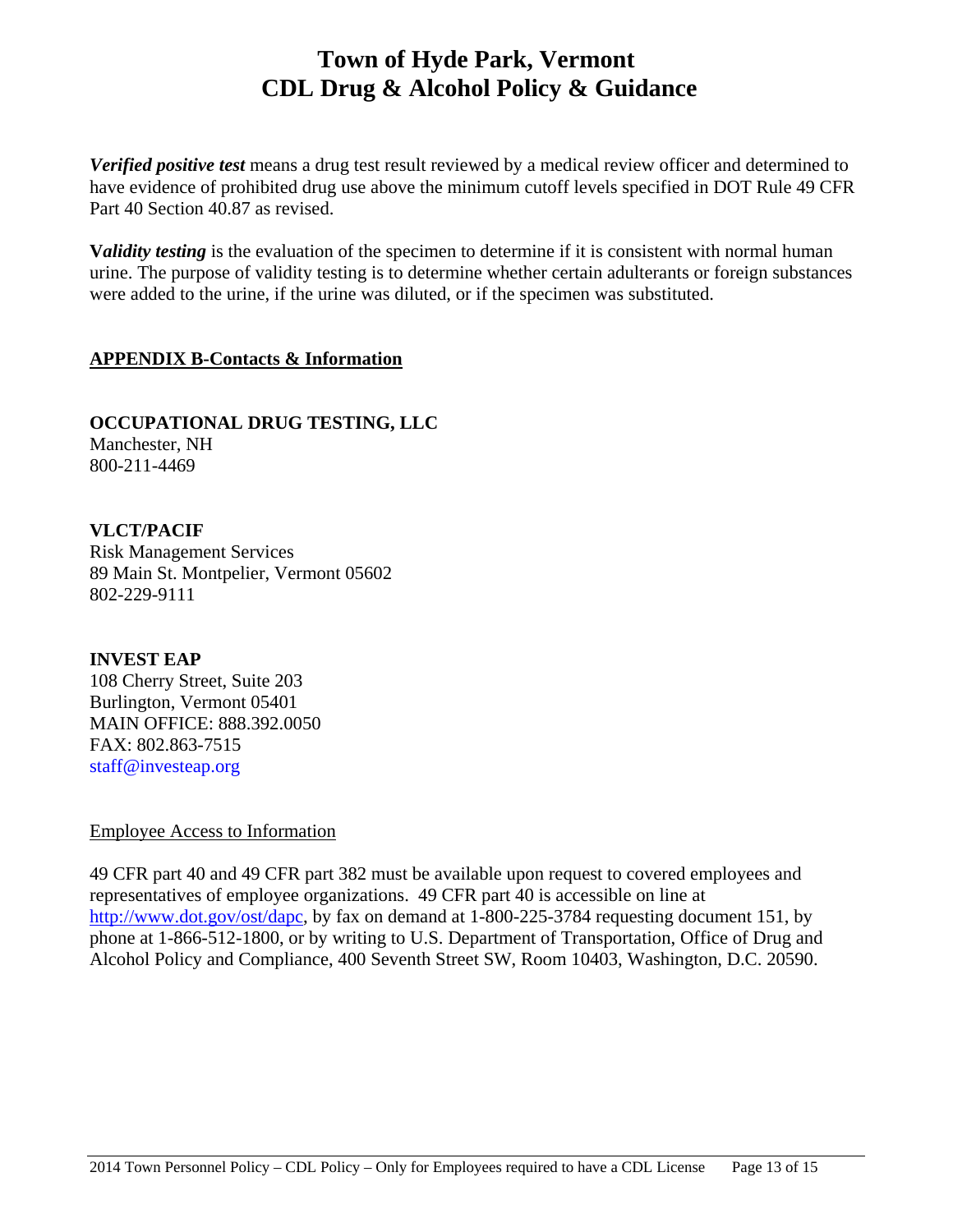***Verified positive test*** means a drug test result reviewed by a medical review officer and determined to have evidence of prohibited drug use above the minimum cutoff levels specified in DOT Rule 49 CFR Part 40 Section 40.87 as revised.

**V*alidity testing*** is the evaluation of the specimen to determine if it is consistent with normal human urine. The purpose of validity testing is to determine whether certain adulterants or foreign substances were added to the urine, if the urine was diluted, or if the specimen was substituted.

## APPENDIX B-Contacts & Information

**OCCUPATIONAL DRUG TESTING, LLC**
Manchester, NH
800-211-4469

**VLCT/PACIF**
Risk Management Services
89 Main St. Montpelier, Vermont 05602
802-229-9111

**INVEST EAP**
108 Cherry Street, Suite 203
Burlington, Vermont 05401
MAIN OFFICE: 888.392.0050
FAX: 802.863-7515
staff@investeap.org

Employee Access to Information

49 CFR part 40 and 49 CFR part 382 must be available upon request to covered employees and representatives of employee organizations. 49 CFR part 40 is accessible on line at http://www.dot.gov/ost/dapc, by fax on demand at 1-800-225-3784 requesting document 151, by phone at 1-866-512-1800, or by writing to U.S. Department of Transportation, Office of Drug and Alcohol Policy and Compliance, 400 Seventh Street SW, Room 10403, Washington, D.C. 20590.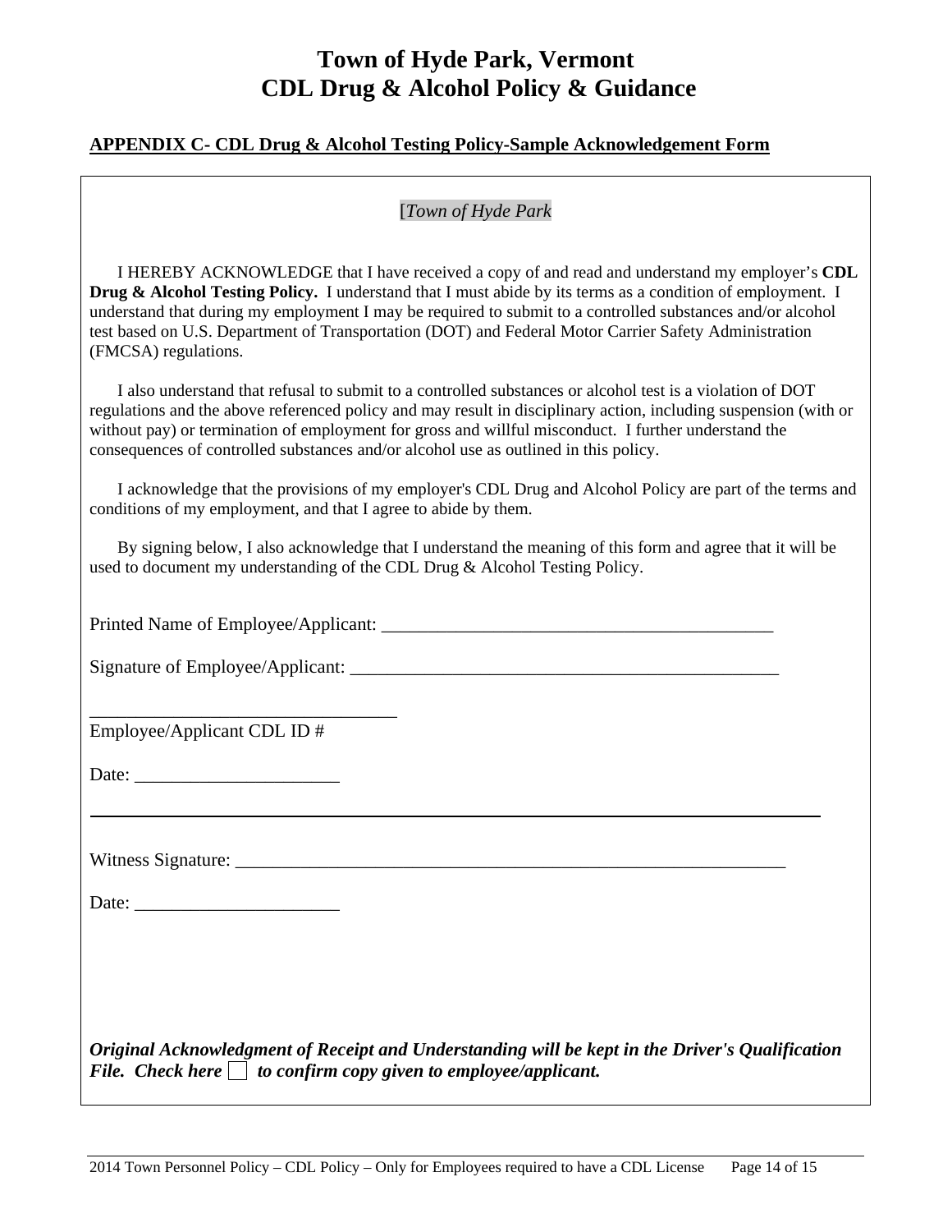# Town of Hyde Park, Vermont
# CDL Drug & Alcohol Policy & Guidance

**APPENDIX C- CDL Drug & Alcohol Testing Policy-Sample Acknowledgement Form**

[*Town of Hyde Park*

I HEREBY ACKNOWLEDGE that I have received a copy of and read and understand my employer's **CDL Drug & Alcohol Testing Policy.** I understand that I must abide by its terms as a condition of employment. I understand that during my employment I may be required to submit to a controlled substances and/or alcohol test based on U.S. Department of Transportation (DOT) and Federal Motor Carrier Safety Administration (FMCSA) regulations.

I also understand that refusal to submit to a controlled substances or alcohol test is a violation of DOT regulations and the above referenced policy and may result in disciplinary action, including suspension (with or without pay) or termination of employment for gross and willful misconduct. I further understand the consequences of controlled substances and/or alcohol use as outlined in this policy.

I acknowledge that the provisions of my employer's CDL Drug and Alcohol Policy are part of the terms and conditions of my employment, and that I agree to abide by them.

By signing below, I also acknowledge that I understand the meaning of this form and agree that it will be used to document my understanding of the CDL Drug & Alcohol Testing Policy.

Printed Name of Employee/Applicant: ___________________________________________

Signature of Employee/Applicant: _______________________________________________

_________________________________
Employee/Applicant CDL ID #

Date: ______________________

---

Witness Signature: ____________________________________________________________

Date: ______________________

***Original Acknowledgment of Receipt and Understanding will be kept in the Driver's Qualification File. Check here ☐ to confirm copy given to employee/applicant.***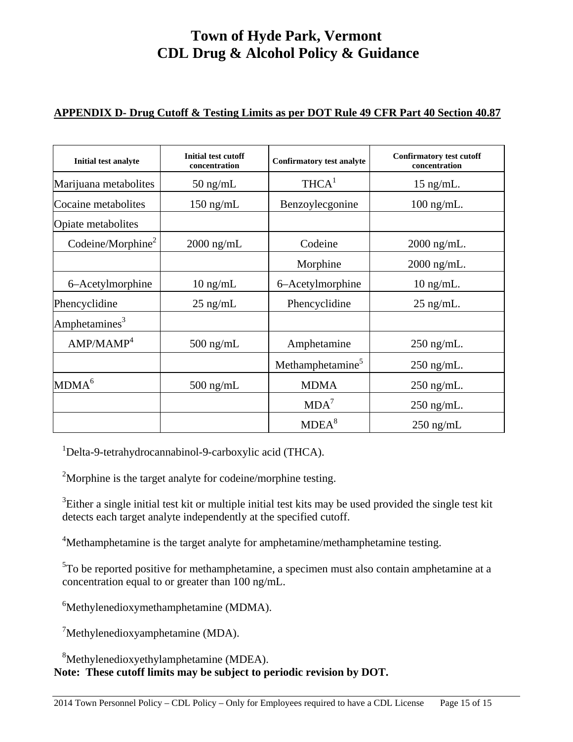# Town of Hyde Park, Vermont
# CDL Drug & Alcohol Policy & Guidance

## APPENDIX D- Drug Cutoff & Testing Limits as per DOT Rule 49 CFR Part 40 Section 40.87

| Initial test analyte | Initial test cutoff concentration | Confirmatory test analyte | Confirmatory test cutoff concentration |
|---|---|---|---|
| Marijuana metabolites | 50 ng/mL | THCA[1] | 15 ng/mL. |
| Cocaine metabolites | 150 ng/mL | Benzoylecgonine | 100 ng/mL. |
| Opiate metabolites | | | |
| Codeine/Morphine[2] | 2000 ng/mL | Codeine | 2000 ng/mL. |
| | | Morphine | 2000 ng/mL. |
| 6–Acetylmorphine | 10 ng/mL | 6–Acetylmorphine | 10 ng/mL. |
| Phencyclidine | 25 ng/mL | Phencyclidine | 25 ng/mL. |
| Amphetamines[3] | | | |
| AMP/MAMP[4] | 500 ng/mL | Amphetamine | 250 ng/mL. |
| | | Methamphetamine[5] | 250 ng/mL. |
| MDMA[6] | 500 ng/mL | MDMA | 250 ng/mL. |
| | | MDA[7] | 250 ng/mL. |
| | | MDEA[8] | 250 ng/mL |

[1]Delta-9-tetrahydrocannabinol-9-carboxylic acid (THCA).

[2]Morphine is the target analyte for codeine/morphine testing.

[3]Either a single initial test kit or multiple initial test kits may be used provided the single test kit detects each target analyte independently at the specified cutoff.

[4]Methamphetamine is the target analyte for amphetamine/methamphetamine testing.

[5]To be reported positive for methamphetamine, a specimen must also contain amphetamine at a concentration equal to or greater than 100 ng/mL.

[6]Methylenedioxymethamphetamine (MDMA).

[7]Methylenedioxyamphetamine (MDA).

[8]Methylenedioxyethylamphetamine (MDEA).

**Note: These cutoff limits may be subject to periodic revision by DOT.**